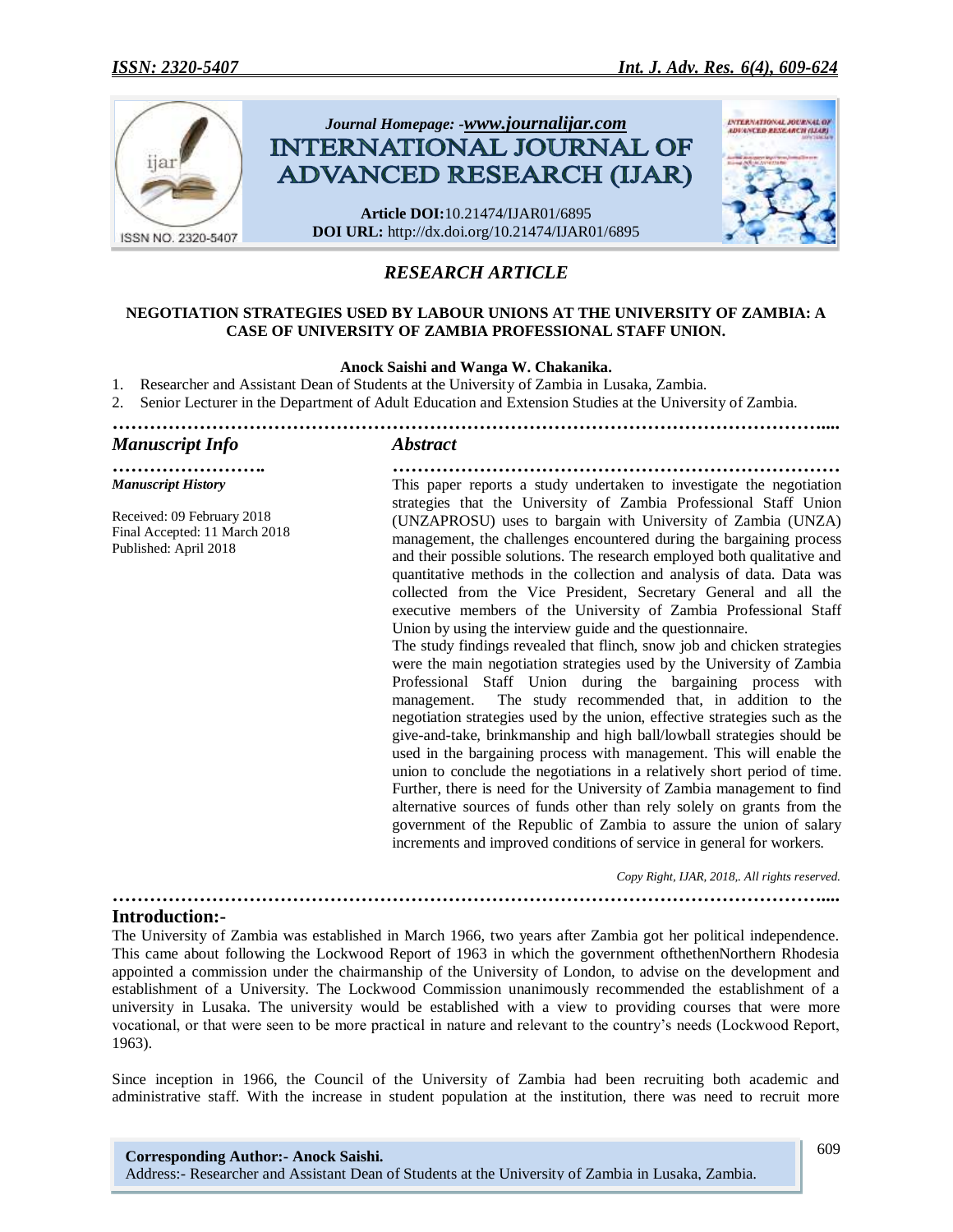*Journal Homepage: -www.journalijar.com*

# INTERNATIONAL JOURNAL OF ADVANCED RESEARCH (IJAR)

**Article DOI:**10.21474/IJAR01/6895
**DOI URL:** http://dx.doi.org/10.21474/IJAR01/6895

## *RESEARCH ARTICLE*

### NEGOTIATION STRATEGIES USED BY LABOUR UNIONS AT THE UNIVERSITY OF ZAMBIA: A CASE OF UNIVERSITY OF ZAMBIA PROFESSIONAL STAFF UNION.

**Anock Saishi and Wanga W. Chakanika.**

1. Researcher and Assistant Dean of Students at the University of Zambia in Lusaka, Zambia.
2. Senior Lecturer in the Department of Adult Education and Extension Studies at the University of Zambia.

### *Manuscript Info*

***Manuscript History***

Received: 09 February 2018
Final Accepted: 11 March 2018
Published: April 2018

### *Abstract*

This paper reports a study undertaken to investigate the negotiation strategies that the University of Zambia Professional Staff Union (UNZAPROSU) uses to bargain with University of Zambia (UNZA) management, the challenges encountered during the bargaining process and their possible solutions. The research employed both qualitative and quantitative methods in the collection and analysis of data. Data was collected from the Vice President, Secretary General and all the executive members of the University of Zambia Professional Staff Union by using the interview guide and the questionnaire.

The study findings revealed that flinch, snow job and chicken strategies were the main negotiation strategies used by the University of Zambia Professional Staff Union during the bargaining process with management. The study recommended that, in addition to the negotiation strategies used by the union, effective strategies such as the give-and-take, brinkmanship and high ball/lowball strategies should be used in the bargaining process with management. This will enable the union to conclude the negotiations in a relatively short period of time. Further, there is need for the University of Zambia management to find alternative sources of funds other than rely solely on grants from the government of the Republic of Zambia to assure the union of salary increments and improved conditions of service in general for workers.

*Copy Right, IJAR, 2018,. All rights reserved.*

## Introduction:-

The University of Zambia was established in March 1966, two years after Zambia got her political independence. This came about following the Lockwood Report of 1963 in which the government ofthethenNorthern Rhodesia appointed a commission under the chairmanship of the University of London, to advise on the development and establishment of a University. The Lockwood Commission unanimously recommended the establishment of a university in Lusaka. The university would be established with a view to providing courses that were more vocational, or that were seen to be more practical in nature and relevant to the country's needs (Lockwood Report, 1963).

Since inception in 1966, the Council of the University of Zambia had been recruiting both academic and administrative staff. With the increase in student population at the institution, there was need to recruit more

**Corresponding Author:- Anock Saishi.**
Address:- Researcher and Assistant Dean of Students at the University of Zambia in Lusaka, Zambia.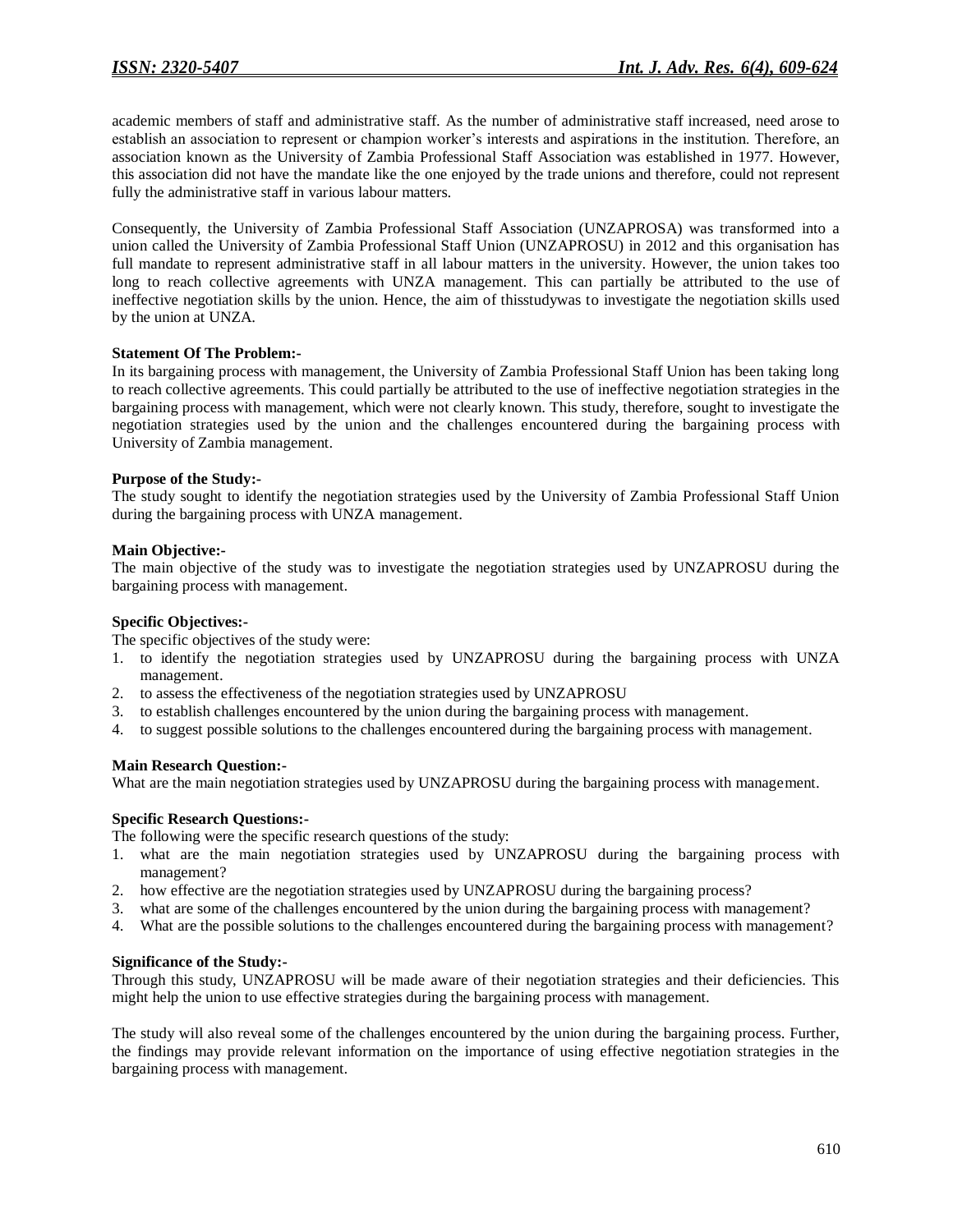academic members of staff and administrative staff. As the number of administrative staff increased, need arose to establish an association to represent or champion worker's interests and aspirations in the institution. Therefore, an association known as the University of Zambia Professional Staff Association was established in 1977. However, this association did not have the mandate like the one enjoyed by the trade unions and therefore, could not represent fully the administrative staff in various labour matters.

Consequently, the University of Zambia Professional Staff Association (UNZAPROSA) was transformed into a union called the University of Zambia Professional Staff Union (UNZAPROSU) in 2012 and this organisation has full mandate to represent administrative staff in all labour matters in the university. However, the union takes too long to reach collective agreements with UNZA management. This can partially be attributed to the use of ineffective negotiation skills by the union. Hence, the aim of thisstudywas to investigate the negotiation skills used by the union at UNZA.

**Statement Of The Problem:-**

In its bargaining process with management, the University of Zambia Professional Staff Union has been taking long to reach collective agreements. This could partially be attributed to the use of ineffective negotiation strategies in the bargaining process with management, which were not clearly known. This study, therefore, sought to investigate the negotiation strategies used by the union and the challenges encountered during the bargaining process with University of Zambia management.

**Purpose of the Study:-**

The study sought to identify the negotiation strategies used by the University of Zambia Professional Staff Union during the bargaining process with UNZA management.

**Main Objective:-**

The main objective of the study was to investigate the negotiation strategies used by UNZAPROSU during the bargaining process with management.

**Specific Objectives:-**

The specific objectives of the study were:

1. to identify the negotiation strategies used by UNZAPROSU during the bargaining process with UNZA management.
2. to assess the effectiveness of the negotiation strategies used by UNZAPROSU
3. to establish challenges encountered by the union during the bargaining process with management.
4. to suggest possible solutions to the challenges encountered during the bargaining process with management.

**Main Research Question:-**

What are the main negotiation strategies used by UNZAPROSU during the bargaining process with management.

**Specific Research Questions:-**

The following were the specific research questions of the study:

1. what are the main negotiation strategies used by UNZAPROSU during the bargaining process with management?
2. how effective are the negotiation strategies used by UNZAPROSU during the bargaining process?
3. what are some of the challenges encountered by the union during the bargaining process with management?
4. What are the possible solutions to the challenges encountered during the bargaining process with management?

**Significance of the Study:-**

Through this study, UNZAPROSU will be made aware of their negotiation strategies and their deficiencies. This might help the union to use effective strategies during the bargaining process with management.

The study will also reveal some of the challenges encountered by the union during the bargaining process. Further, the findings may provide relevant information on the importance of using effective negotiation strategies in the bargaining process with management.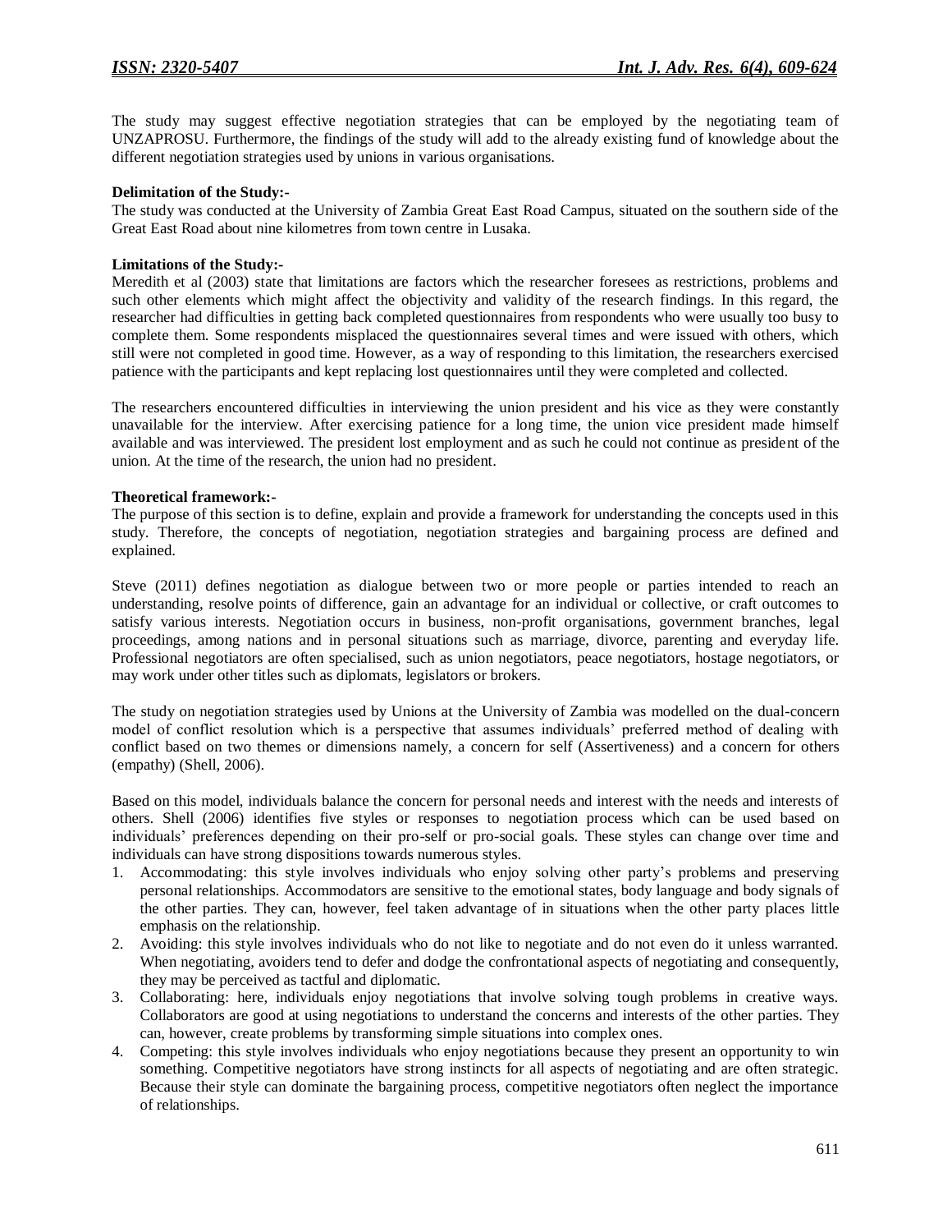The study may suggest effective negotiation strategies that can be employed by the negotiating team of UNZAPROSU. Furthermore, the findings of the study will add to the already existing fund of knowledge about the different negotiation strategies used by unions in various organisations.

**Delimitation of the Study:-**

The study was conducted at the University of Zambia Great East Road Campus, situated on the southern side of the Great East Road about nine kilometres from town centre in Lusaka.

**Limitations of the Study:-**

Meredith et al (2003) state that limitations are factors which the researcher foresees as restrictions, problems and such other elements which might affect the objectivity and validity of the research findings. In this regard, the researcher had difficulties in getting back completed questionnaires from respondents who were usually too busy to complete them. Some respondents misplaced the questionnaires several times and were issued with others, which still were not completed in good time. However, as a way of responding to this limitation, the researchers exercised patience with the participants and kept replacing lost questionnaires until they were completed and collected.

The researchers encountered difficulties in interviewing the union president and his vice as they were constantly unavailable for the interview. After exercising patience for a long time, the union vice president made himself available and was interviewed. The president lost employment and as such he could not continue as president of the union. At the time of the research, the union had no president.

**Theoretical framework:-**

The purpose of this section is to define, explain and provide a framework for understanding the concepts used in this study. Therefore, the concepts of negotiation, negotiation strategies and bargaining process are defined and explained.

Steve (2011) defines negotiation as dialogue between two or more people or parties intended to reach an understanding, resolve points of difference, gain an advantage for an individual or collective, or craft outcomes to satisfy various interests. Negotiation occurs in business, non-profit organisations, government branches, legal proceedings, among nations and in personal situations such as marriage, divorce, parenting and everyday life. Professional negotiators are often specialised, such as union negotiators, peace negotiators, hostage negotiators, or may work under other titles such as diplomats, legislators or brokers.

The study on negotiation strategies used by Unions at the University of Zambia was modelled on the dual-concern model of conflict resolution which is a perspective that assumes individuals' preferred method of dealing with conflict based on two themes or dimensions namely, a concern for self (Assertiveness) and a concern for others (empathy) (Shell, 2006).

Based on this model, individuals balance the concern for personal needs and interest with the needs and interests of others. Shell (2006) identifies five styles or responses to negotiation process which can be used based on individuals' preferences depending on their pro-self or pro-social goals. These styles can change over time and individuals can have strong dispositions towards numerous styles.

1. Accommodating: this style involves individuals who enjoy solving other party's problems and preserving personal relationships. Accommodators are sensitive to the emotional states, body language and body signals of the other parties. They can, however, feel taken advantage of in situations when the other party places little emphasis on the relationship.
2. Avoiding: this style involves individuals who do not like to negotiate and do not even do it unless warranted. When negotiating, avoiders tend to defer and dodge the confrontational aspects of negotiating and consequently, they may be perceived as tactful and diplomatic.
3. Collaborating: here, individuals enjoy negotiations that involve solving tough problems in creative ways. Collaborators are good at using negotiations to understand the concerns and interests of the other parties. They can, however, create problems by transforming simple situations into complex ones.
4. Competing: this style involves individuals who enjoy negotiations because they present an opportunity to win something. Competitive negotiators have strong instincts for all aspects of negotiating and are often strategic. Because their style can dominate the bargaining process, competitive negotiators often neglect the importance of relationships.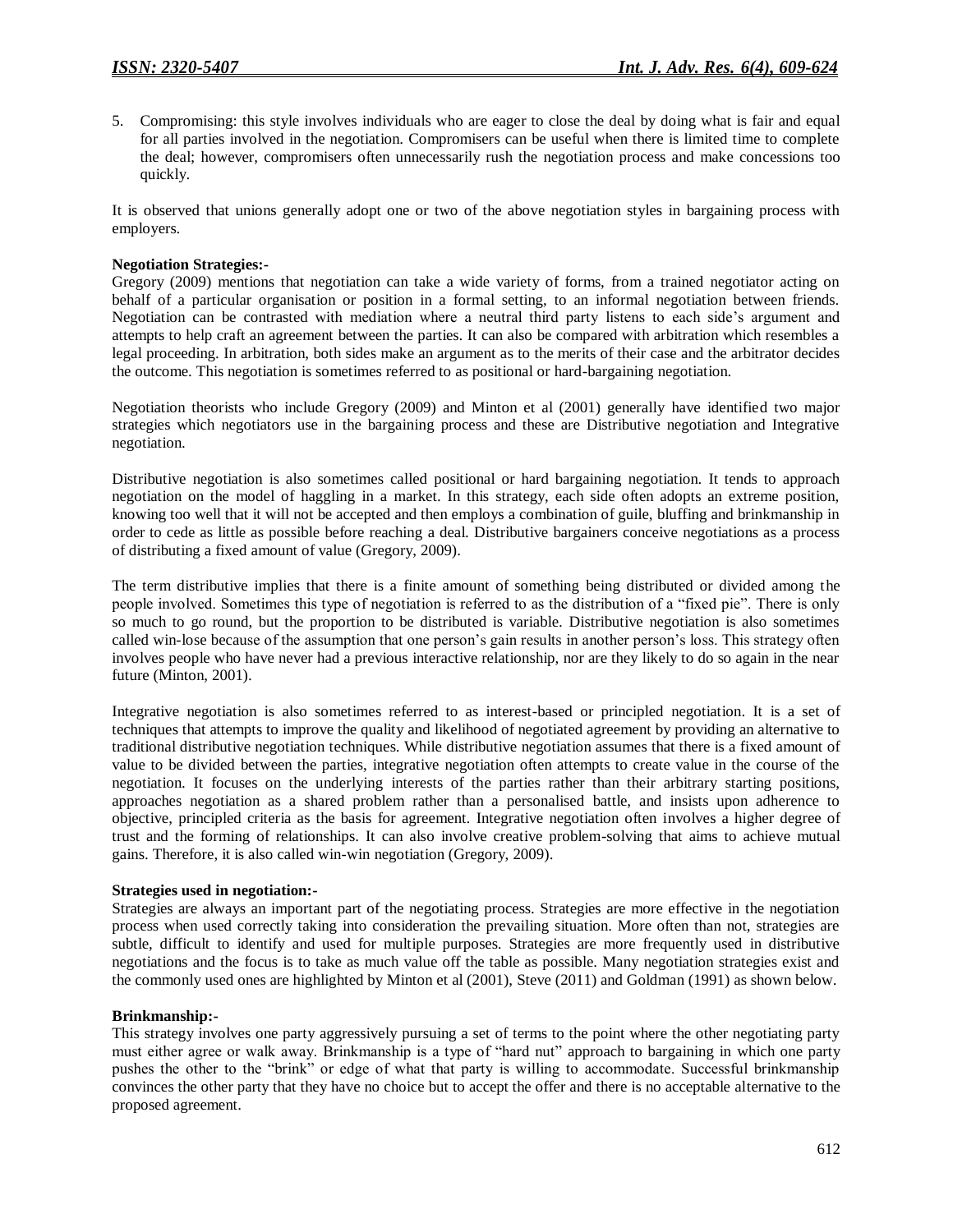5. Compromising: this style involves individuals who are eager to close the deal by doing what is fair and equal for all parties involved in the negotiation. Compromisers can be useful when there is limited time to complete the deal; however, compromisers often unnecessarily rush the negotiation process and make concessions too quickly.

It is observed that unions generally adopt one or two of the above negotiation styles in bargaining process with employers.

**Negotiation Strategies:-**

Gregory (2009) mentions that negotiation can take a wide variety of forms, from a trained negotiator acting on behalf of a particular organisation or position in a formal setting, to an informal negotiation between friends. Negotiation can be contrasted with mediation where a neutral third party listens to each side's argument and attempts to help craft an agreement between the parties. It can also be compared with arbitration which resembles a legal proceeding. In arbitration, both sides make an argument as to the merits of their case and the arbitrator decides the outcome. This negotiation is sometimes referred to as positional or hard-bargaining negotiation.

Negotiation theorists who include Gregory (2009) and Minton et al (2001) generally have identified two major strategies which negotiators use in the bargaining process and these are Distributive negotiation and Integrative negotiation.

Distributive negotiation is also sometimes called positional or hard bargaining negotiation. It tends to approach negotiation on the model of haggling in a market. In this strategy, each side often adopts an extreme position, knowing too well that it will not be accepted and then employs a combination of guile, bluffing and brinkmanship in order to cede as little as possible before reaching a deal. Distributive bargainers conceive negotiations as a process of distributing a fixed amount of value (Gregory, 2009).

The term distributive implies that there is a finite amount of something being distributed or divided among the people involved. Sometimes this type of negotiation is referred to as the distribution of a "fixed pie". There is only so much to go round, but the proportion to be distributed is variable. Distributive negotiation is also sometimes called win-lose because of the assumption that one person's gain results in another person's loss. This strategy often involves people who have never had a previous interactive relationship, nor are they likely to do so again in the near future (Minton, 2001).

Integrative negotiation is also sometimes referred to as interest-based or principled negotiation. It is a set of techniques that attempts to improve the quality and likelihood of negotiated agreement by providing an alternative to traditional distributive negotiation techniques. While distributive negotiation assumes that there is a fixed amount of value to be divided between the parties, integrative negotiation often attempts to create value in the course of the negotiation. It focuses on the underlying interests of the parties rather than their arbitrary starting positions, approaches negotiation as a shared problem rather than a personalised battle, and insists upon adherence to objective, principled criteria as the basis for agreement. Integrative negotiation often involves a higher degree of trust and the forming of relationships. It can also involve creative problem-solving that aims to achieve mutual gains. Therefore, it is also called win-win negotiation (Gregory, 2009).

**Strategies used in negotiation:-**

Strategies are always an important part of the negotiating process. Strategies are more effective in the negotiation process when used correctly taking into consideration the prevailing situation. More often than not, strategies are subtle, difficult to identify and used for multiple purposes. Strategies are more frequently used in distributive negotiations and the focus is to take as much value off the table as possible. Many negotiation strategies exist and the commonly used ones are highlighted by Minton et al (2001), Steve (2011) and Goldman (1991) as shown below.

**Brinkmanship:-**

This strategy involves one party aggressively pursuing a set of terms to the point where the other negotiating party must either agree or walk away. Brinkmanship is a type of "hard nut" approach to bargaining in which one party pushes the other to the "brink" or edge of what that party is willing to accommodate. Successful brinkmanship convinces the other party that they have no choice but to accept the offer and there is no acceptable alternative to the proposed agreement.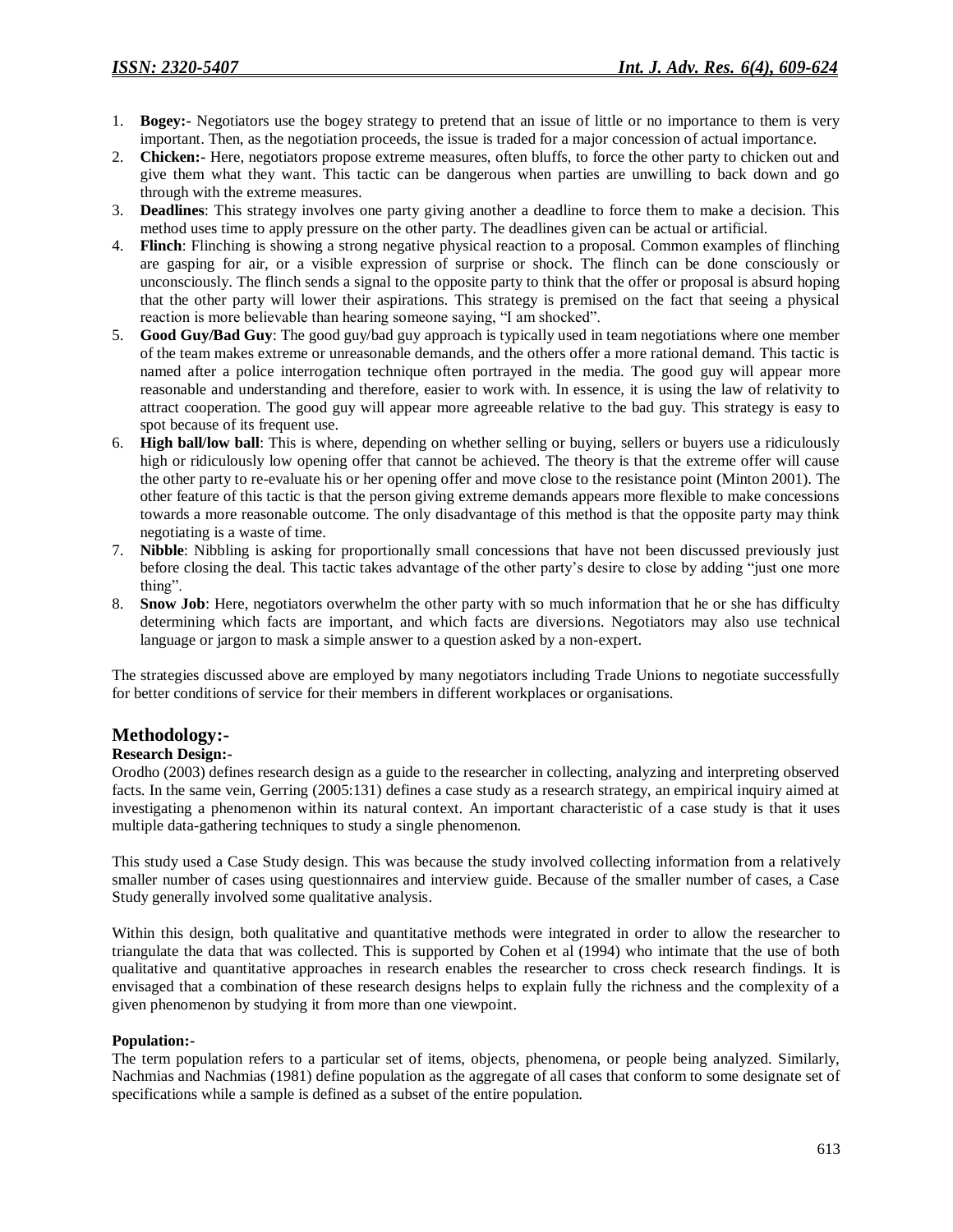1. **Bogey:-** Negotiators use the bogey strategy to pretend that an issue of little or no importance to them is very important. Then, as the negotiation proceeds, the issue is traded for a major concession of actual importance.
2. **Chicken:-** Here, negotiators propose extreme measures, often bluffs, to force the other party to chicken out and give them what they want. This tactic can be dangerous when parties are unwilling to back down and go through with the extreme measures.
3. **Deadlines**: This strategy involves one party giving another a deadline to force them to make a decision. This method uses time to apply pressure on the other party. The deadlines given can be actual or artificial.
4. **Flinch**: Flinching is showing a strong negative physical reaction to a proposal. Common examples of flinching are gasping for air, or a visible expression of surprise or shock. The flinch can be done consciously or unconsciously. The flinch sends a signal to the opposite party to think that the offer or proposal is absurd hoping that the other party will lower their aspirations. This strategy is premised on the fact that seeing a physical reaction is more believable than hearing someone saying, "I am shocked".
5. **Good Guy/Bad Guy**: The good guy/bad guy approach is typically used in team negotiations where one member of the team makes extreme or unreasonable demands, and the others offer a more rational demand. This tactic is named after a police interrogation technique often portrayed in the media. The good guy will appear more reasonable and understanding and therefore, easier to work with. In essence, it is using the law of relativity to attract cooperation. The good guy will appear more agreeable relative to the bad guy. This strategy is easy to spot because of its frequent use.
6. **High ball/low ball**: This is where, depending on whether selling or buying, sellers or buyers use a ridiculously high or ridiculously low opening offer that cannot be achieved. The theory is that the extreme offer will cause the other party to re-evaluate his or her opening offer and move close to the resistance point (Minton 2001). The other feature of this tactic is that the person giving extreme demands appears more flexible to make concessions towards a more reasonable outcome. The only disadvantage of this method is that the opposite party may think negotiating is a waste of time.
7. **Nibble**: Nibbling is asking for proportionally small concessions that have not been discussed previously just before closing the deal. This tactic takes advantage of the other party's desire to close by adding "just one more thing".
8. **Snow Job**: Here, negotiators overwhelm the other party with so much information that he or she has difficulty determining which facts are important, and which facts are diversions. Negotiators may also use technical language or jargon to mask a simple answer to a question asked by a non-expert.

The strategies discussed above are employed by many negotiators including Trade Unions to negotiate successfully for better conditions of service for their members in different workplaces or organisations.

## Methodology:-

### Research Design:-

Orodho (2003) defines research design as a guide to the researcher in collecting, analyzing and interpreting observed facts. In the same vein, Gerring (2005:131) defines a case study as a research strategy, an empirical inquiry aimed at investigating a phenomenon within its natural context. An important characteristic of a case study is that it uses multiple data-gathering techniques to study a single phenomenon.

This study used a Case Study design. This was because the study involved collecting information from a relatively smaller number of cases using questionnaires and interview guide. Because of the smaller number of cases, a Case Study generally involved some qualitative analysis.

Within this design, both qualitative and quantitative methods were integrated in order to allow the researcher to triangulate the data that was collected. This is supported by Cohen et al (1994) who intimate that the use of both qualitative and quantitative approaches in research enables the researcher to cross check research findings. It is envisaged that a combination of these research designs helps to explain fully the richness and the complexity of a given phenomenon by studying it from more than one viewpoint.

### Population:-

The term population refers to a particular set of items, objects, phenomena, or people being analyzed. Similarly, Nachmias and Nachmias (1981) define population as the aggregate of all cases that conform to some designate set of specifications while a sample is defined as a subset of the entire population.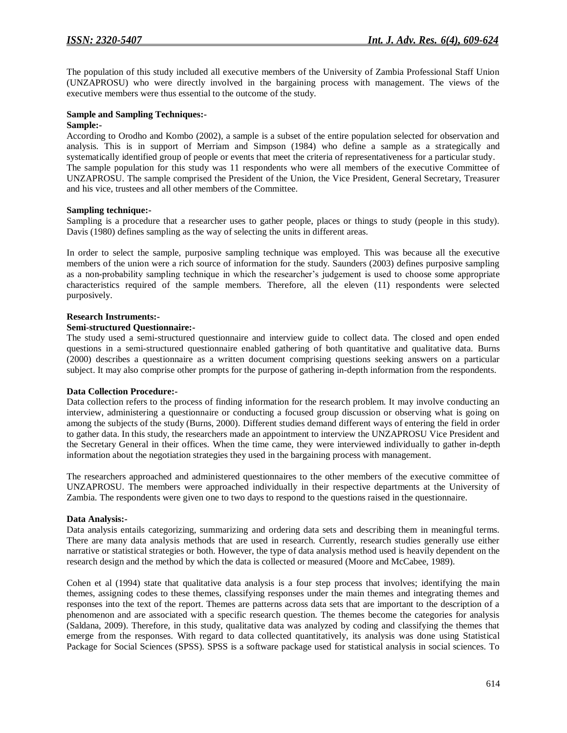The population of this study included all executive members of the University of Zambia Professional Staff Union (UNZAPROSU) who were directly involved in the bargaining process with management. The views of the executive members were thus essential to the outcome of the study.

### Sample and Sampling Techniques:-

#### Sample:-

According to Orodho and Kombo (2002), a sample is a subset of the entire population selected for observation and analysis. This is in support of Merriam and Simpson (1984) who define a sample as a strategically and systematically identified group of people or events that meet the criteria of representativeness for a particular study. The sample population for this study was 11 respondents who were all members of the executive Committee of UNZAPROSU. The sample comprised the President of the Union, the Vice President, General Secretary, Treasurer and his vice, trustees and all other members of the Committee.

#### Sampling technique:-

Sampling is a procedure that a researcher uses to gather people, places or things to study (people in this study). Davis (1980) defines sampling as the way of selecting the units in different areas.

In order to select the sample, purposive sampling technique was employed. This was because all the executive members of the union were a rich source of information for the study. Saunders (2003) defines purposive sampling as a non-probability sampling technique in which the researcher's judgement is used to choose some appropriate characteristics required of the sample members. Therefore, all the eleven (11) respondents were selected purposively.

### Research Instruments:-

#### Semi-structured Questionnaire:-

The study used a semi-structured questionnaire and interview guide to collect data. The closed and open ended questions in a semi-structured questionnaire enabled gathering of both quantitative and qualitative data. Burns (2000) describes a questionnaire as a written document comprising questions seeking answers on a particular subject. It may also comprise other prompts for the purpose of gathering in-depth information from the respondents.

### Data Collection Procedure:-

Data collection refers to the process of finding information for the research problem. It may involve conducting an interview, administering a questionnaire or conducting a focused group discussion or observing what is going on among the subjects of the study (Burns, 2000). Different studies demand different ways of entering the field in order to gather data. In this study, the researchers made an appointment to interview the UNZAPROSU Vice President and the Secretary General in their offices. When the time came, they were interviewed individually to gather in-depth information about the negotiation strategies they used in the bargaining process with management.

The researchers approached and administered questionnaires to the other members of the executive committee of UNZAPROSU. The members were approached individually in their respective departments at the University of Zambia. The respondents were given one to two days to respond to the questions raised in the questionnaire.

### Data Analysis:-

Data analysis entails categorizing, summarizing and ordering data sets and describing them in meaningful terms. There are many data analysis methods that are used in research. Currently, research studies generally use either narrative or statistical strategies or both. However, the type of data analysis method used is heavily dependent on the research design and the method by which the data is collected or measured (Moore and McCabee, 1989).

Cohen et al (1994) state that qualitative data analysis is a four step process that involves; identifying the main themes, assigning codes to these themes, classifying responses under the main themes and integrating themes and responses into the text of the report. Themes are patterns across data sets that are important to the description of a phenomenon and are associated with a specific research question. The themes become the categories for analysis (Saldana, 2009). Therefore, in this study, qualitative data was analyzed by coding and classifying the themes that emerge from the responses. With regard to data collected quantitatively, its analysis was done using Statistical Package for Social Sciences (SPSS). SPSS is a software package used for statistical analysis in social sciences. To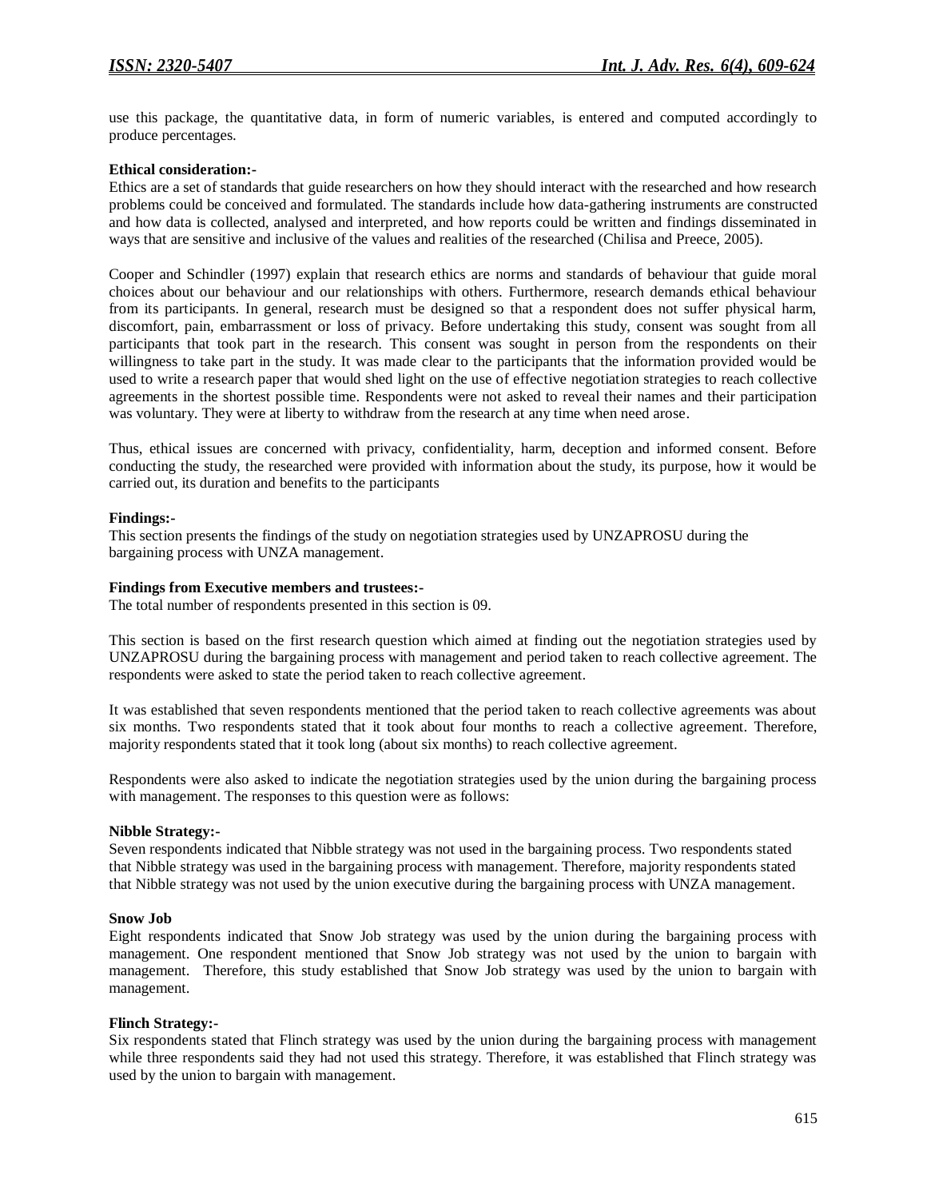use this package, the quantitative data, in form of numeric variables, is entered and computed accordingly to produce percentages.

**Ethical consideration:-**

Ethics are a set of standards that guide researchers on how they should interact with the researched and how research problems could be conceived and formulated. The standards include how data-gathering instruments are constructed and how data is collected, analysed and interpreted, and how reports could be written and findings disseminated in ways that are sensitive and inclusive of the values and realities of the researched (Chilisa and Preece, 2005).

Cooper and Schindler (1997) explain that research ethics are norms and standards of behaviour that guide moral choices about our behaviour and our relationships with others. Furthermore, research demands ethical behaviour from its participants. In general, research must be designed so that a respondent does not suffer physical harm, discomfort, pain, embarrassment or loss of privacy. Before undertaking this study, consent was sought from all participants that took part in the research. This consent was sought in person from the respondents on their willingness to take part in the study. It was made clear to the participants that the information provided would be used to write a research paper that would shed light on the use of effective negotiation strategies to reach collective agreements in the shortest possible time. Respondents were not asked to reveal their names and their participation was voluntary. They were at liberty to withdraw from the research at any time when need arose.

Thus, ethical issues are concerned with privacy, confidentiality, harm, deception and informed consent. Before conducting the study, the researched were provided with information about the study, its purpose, how it would be carried out, its duration and benefits to the participants

**Findings:-**

This section presents the findings of the study on negotiation strategies used by UNZAPROSU during the bargaining process with UNZA management.

**Findings from Executive members and trustees:-**

The total number of respondents presented in this section is 09.

This section is based on the first research question which aimed at finding out the negotiation strategies used by UNZAPROSU during the bargaining process with management and period taken to reach collective agreement. The respondents were asked to state the period taken to reach collective agreement.

It was established that seven respondents mentioned that the period taken to reach collective agreements was about six months. Two respondents stated that it took about four months to reach a collective agreement. Therefore, majority respondents stated that it took long (about six months) to reach collective agreement.

Respondents were also asked to indicate the negotiation strategies used by the union during the bargaining process with management. The responses to this question were as follows:

**Nibble Strategy:-**

Seven respondents indicated that Nibble strategy was not used in the bargaining process. Two respondents stated that Nibble strategy was used in the bargaining process with management. Therefore, majority respondents stated that Nibble strategy was not used by the union executive during the bargaining process with UNZA management.

**Snow Job**

Eight respondents indicated that Snow Job strategy was used by the union during the bargaining process with management. One respondent mentioned that Snow Job strategy was not used by the union to bargain with management. Therefore, this study established that Snow Job strategy was used by the union to bargain with management.

**Flinch Strategy:-**

Six respondents stated that Flinch strategy was used by the union during the bargaining process with management while three respondents said they had not used this strategy. Therefore, it was established that Flinch strategy was used by the union to bargain with management.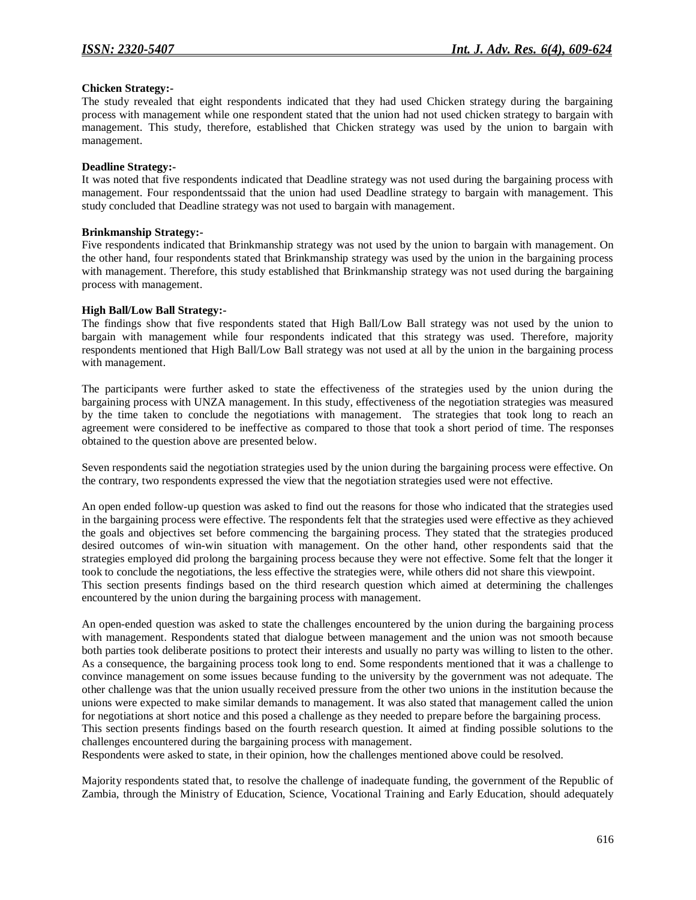**Chicken Strategy:-**

The study revealed that eight respondents indicated that they had used Chicken strategy during the bargaining process with management while one respondent stated that the union had not used chicken strategy to bargain with management. This study, therefore, established that Chicken strategy was used by the union to bargain with management.

**Deadline Strategy:-**

It was noted that five respondents indicated that Deadline strategy was not used during the bargaining process with management. Four respondentssaid that the union had used Deadline strategy to bargain with management. This study concluded that Deadline strategy was not used to bargain with management.

**Brinkmanship Strategy:-**

Five respondents indicated that Brinkmanship strategy was not used by the union to bargain with management. On the other hand, four respondents stated that Brinkmanship strategy was used by the union in the bargaining process with management. Therefore, this study established that Brinkmanship strategy was not used during the bargaining process with management.

**High Ball/Low Ball Strategy:-**

The findings show that five respondents stated that High Ball/Low Ball strategy was not used by the union to bargain with management while four respondents indicated that this strategy was used. Therefore, majority respondents mentioned that High Ball/Low Ball strategy was not used at all by the union in the bargaining process with management.

The participants were further asked to state the effectiveness of the strategies used by the union during the bargaining process with UNZA management. In this study, effectiveness of the negotiation strategies was measured by the time taken to conclude the negotiations with management. The strategies that took long to reach an agreement were considered to be ineffective as compared to those that took a short period of time. The responses obtained to the question above are presented below.

Seven respondents said the negotiation strategies used by the union during the bargaining process were effective. On the contrary, two respondents expressed the view that the negotiation strategies used were not effective.

An open ended follow-up question was asked to find out the reasons for those who indicated that the strategies used in the bargaining process were effective. The respondents felt that the strategies used were effective as they achieved the goals and objectives set before commencing the bargaining process. They stated that the strategies produced desired outcomes of win-win situation with management. On the other hand, other respondents said that the strategies employed did prolong the bargaining process because they were not effective. Some felt that the longer it took to conclude the negotiations, the less effective the strategies were, while others did not share this viewpoint.
This section presents findings based on the third research question which aimed at determining the challenges encountered by the union during the bargaining process with management.

An open-ended question was asked to state the challenges encountered by the union during the bargaining process with management. Respondents stated that dialogue between management and the union was not smooth because both parties took deliberate positions to protect their interests and usually no party was willing to listen to the other. As a consequence, the bargaining process took long to end. Some respondents mentioned that it was a challenge to convince management on some issues because funding to the university by the government was not adequate. The other challenge was that the union usually received pressure from the other two unions in the institution because the unions were expected to make similar demands to management. It was also stated that management called the union for negotiations at short notice and this posed a challenge as they needed to prepare before the bargaining process.
This section presents findings based on the fourth research question. It aimed at finding possible solutions to the challenges encountered during the bargaining process with management.
Respondents were asked to state, in their opinion, how the challenges mentioned above could be resolved.

Majority respondents stated that, to resolve the challenge of inadequate funding, the government of the Republic of Zambia, through the Ministry of Education, Science, Vocational Training and Early Education, should adequately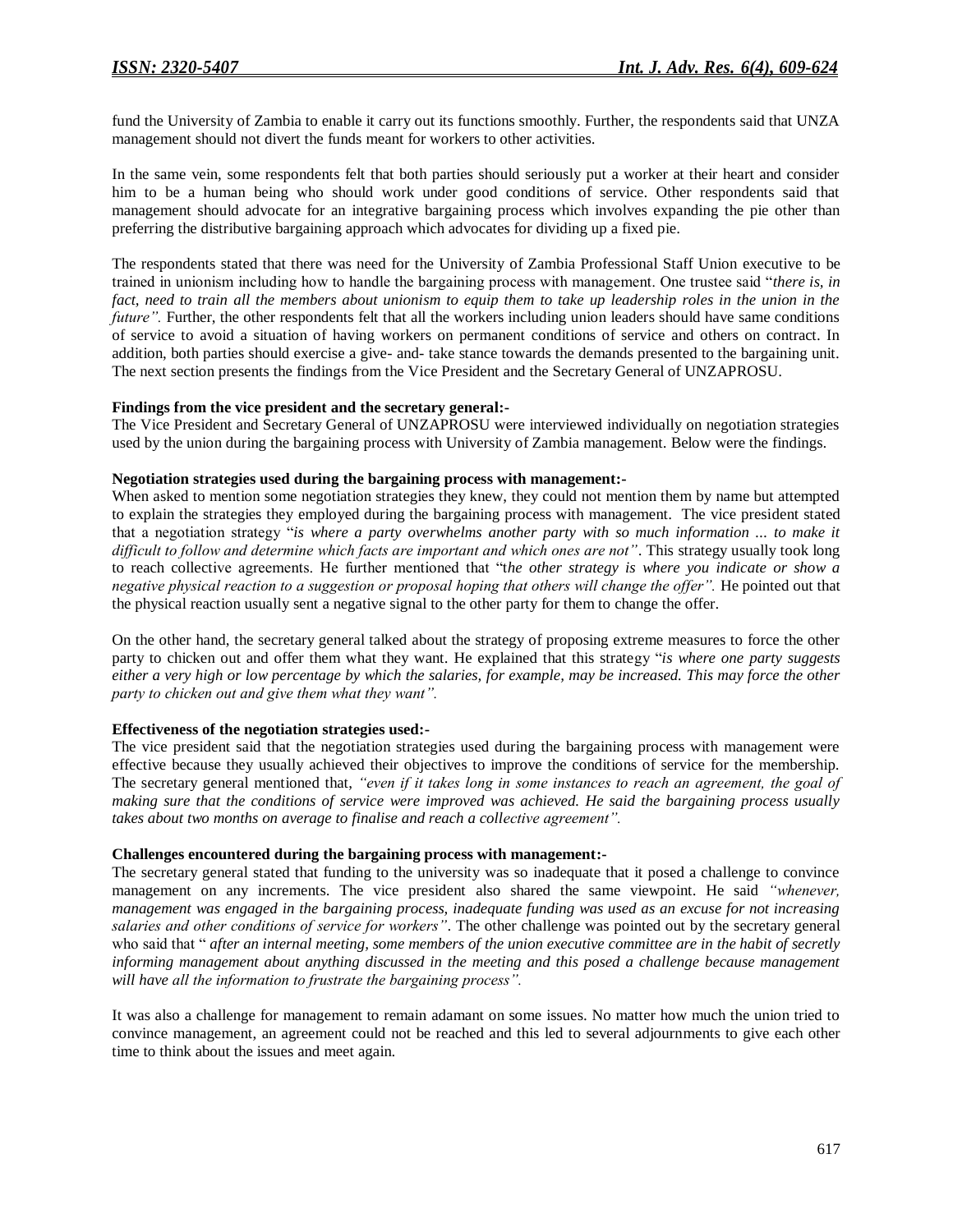fund the University of Zambia to enable it carry out its functions smoothly. Further, the respondents said that UNZA management should not divert the funds meant for workers to other activities.

In the same vein, some respondents felt that both parties should seriously put a worker at their heart and consider him to be a human being who should work under good conditions of service. Other respondents said that management should advocate for an integrative bargaining process which involves expanding the pie other than preferring the distributive bargaining approach which advocates for dividing up a fixed pie.

The respondents stated that there was need for the University of Zambia Professional Staff Union executive to be trained in unionism including how to handle the bargaining process with management. One trustee said "*there is, in fact, need to train all the members about unionism to equip them to take up leadership roles in the union in the future".* Further, the other respondents felt that all the workers including union leaders should have same conditions of service to avoid a situation of having workers on permanent conditions of service and others on contract. In addition, both parties should exercise a give- and- take stance towards the demands presented to the bargaining unit. The next section presents the findings from the Vice President and the Secretary General of UNZAPROSU.

**Findings from the vice president and the secretary general:-**

The Vice President and Secretary General of UNZAPROSU were interviewed individually on negotiation strategies used by the union during the bargaining process with University of Zambia management. Below were the findings.

**Negotiation strategies used during the bargaining process with management:-**

When asked to mention some negotiation strategies they knew, they could not mention them by name but attempted to explain the strategies they employed during the bargaining process with management. The vice president stated that a negotiation strategy "*is where a party overwhelms another party with so much information ... to make it difficult to follow and determine which facts are important and which ones are not"*. This strategy usually took long to reach collective agreements. He further mentioned that "t*he other strategy is where you indicate or show a negative physical reaction to a suggestion or proposal hoping that others will change the offer".* He pointed out that the physical reaction usually sent a negative signal to the other party for them to change the offer.

On the other hand, the secretary general talked about the strategy of proposing extreme measures to force the other party to chicken out and offer them what they want. He explained that this strategy "*is where one party suggests either a very high or low percentage by which the salaries, for example, may be increased. This may force the other party to chicken out and give them what they want".*

**Effectiveness of the negotiation strategies used:-**

The vice president said that the negotiation strategies used during the bargaining process with management were effective because they usually achieved their objectives to improve the conditions of service for the membership. The secretary general mentioned that, *"even if it takes long in some instances to reach an agreement, the goal of making sure that the conditions of service were improved was achieved. He said the bargaining process usually takes about two months on average to finalise and reach a collective agreement".*

**Challenges encountered during the bargaining process with management:-**

The secretary general stated that funding to the university was so inadequate that it posed a challenge to convince management on any increments. The vice president also shared the same viewpoint. He said *"whenever, management was engaged in the bargaining process, inadequate funding was used as an excuse for not increasing salaries and other conditions of service for workers"*. The other challenge was pointed out by the secretary general who said that " *after an internal meeting, some members of the union executive committee are in the habit of secretly informing management about anything discussed in the meeting and this posed a challenge because management will have all the information to frustrate the bargaining process".*

It was also a challenge for management to remain adamant on some issues. No matter how much the union tried to convince management, an agreement could not be reached and this led to several adjournments to give each other time to think about the issues and meet again.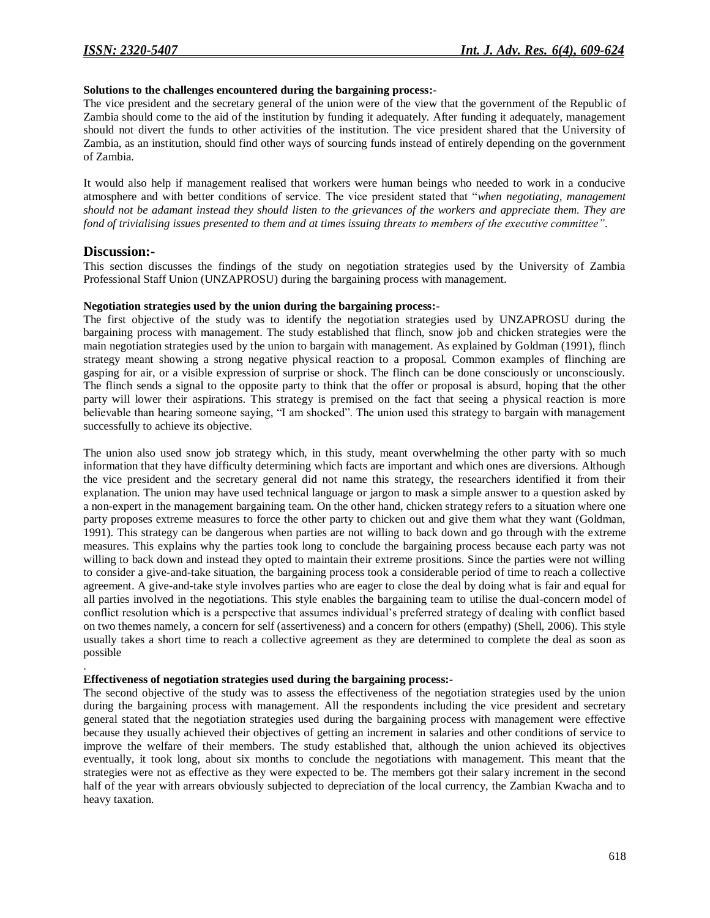**Solutions to the challenges encountered during the bargaining process:-**

The vice president and the secretary general of the union were of the view that the government of the Republic of Zambia should come to the aid of the institution by funding it adequately. After funding it adequately, management should not divert the funds to other activities of the institution. The vice president shared that the University of Zambia, as an institution, should find other ways of sourcing funds instead of entirely depending on the government of Zambia.

It would also help if management realised that workers were human beings who needed to work in a conducive atmosphere and with better conditions of service. The vice president stated that "*when negotiating, management should not be adamant instead they should listen to the grievances of the workers and appreciate them. They are fond of trivialising issues presented to them and at times issuing threats to members of the executive committee"*.

## Discussion:-

This section discusses the findings of the study on negotiation strategies used by the University of Zambia Professional Staff Union (UNZAPROSU) during the bargaining process with management.

**Negotiation strategies used by the union during the bargaining process:-**

The first objective of the study was to identify the negotiation strategies used by UNZAPROSU during the bargaining process with management. The study established that flinch, snow job and chicken strategies were the main negotiation strategies used by the union to bargain with management. As explained by Goldman (1991), flinch strategy meant showing a strong negative physical reaction to a proposal. Common examples of flinching are gasping for air, or a visible expression of surprise or shock. The flinch can be done consciously or unconsciously. The flinch sends a signal to the opposite party to think that the offer or proposal is absurd, hoping that the other party will lower their aspirations. This strategy is premised on the fact that seeing a physical reaction is more believable than hearing someone saying, "I am shocked". The union used this strategy to bargain with management successfully to achieve its objective.

The union also used snow job strategy which, in this study, meant overwhelming the other party with so much information that they have difficulty determining which facts are important and which ones are diversions. Although the vice president and the secretary general did not name this strategy, the researchers identified it from their explanation. The union may have used technical language or jargon to mask a simple answer to a question asked by a non-expert in the management bargaining team. On the other hand, chicken strategy refers to a situation where one party proposes extreme measures to force the other party to chicken out and give them what they want (Goldman, 1991). This strategy can be dangerous when parties are not willing to back down and go through with the extreme measures. This explains why the parties took long to conclude the bargaining process because each party was not willing to back down and instead they opted to maintain their extreme prositions. Since the parties were not willing to consider a give-and-take situation, the bargaining process took a considerable period of time to reach a collective agreement. A give-and-take style involves parties who are eager to close the deal by doing what is fair and equal for all parties involved in the negotiations. This style enables the bargaining team to utilise the dual-concern model of conflict resolution which is a perspective that assumes individual's preferred strategy of dealing with conflict based on two themes namely, a concern for self (assertiveness) and a concern for others (empathy) (Shell, 2006). This style usually takes a short time to reach a collective agreement as they are determined to complete the deal as soon as possible

.

**Effectiveness of negotiation strategies used during the bargaining process:-**

The second objective of the study was to assess the effectiveness of the negotiation strategies used by the union during the bargaining process with management. All the respondents including the vice president and secretary general stated that the negotiation strategies used during the bargaining process with management were effective because they usually achieved their objectives of getting an increment in salaries and other conditions of service to improve the welfare of their members. The study established that, although the union achieved its objectives eventually, it took long, about six months to conclude the negotiations with management. This meant that the strategies were not as effective as they were expected to be. The members got their salary increment in the second half of the year with arrears obviously subjected to depreciation of the local currency, the Zambian Kwacha and to heavy taxation.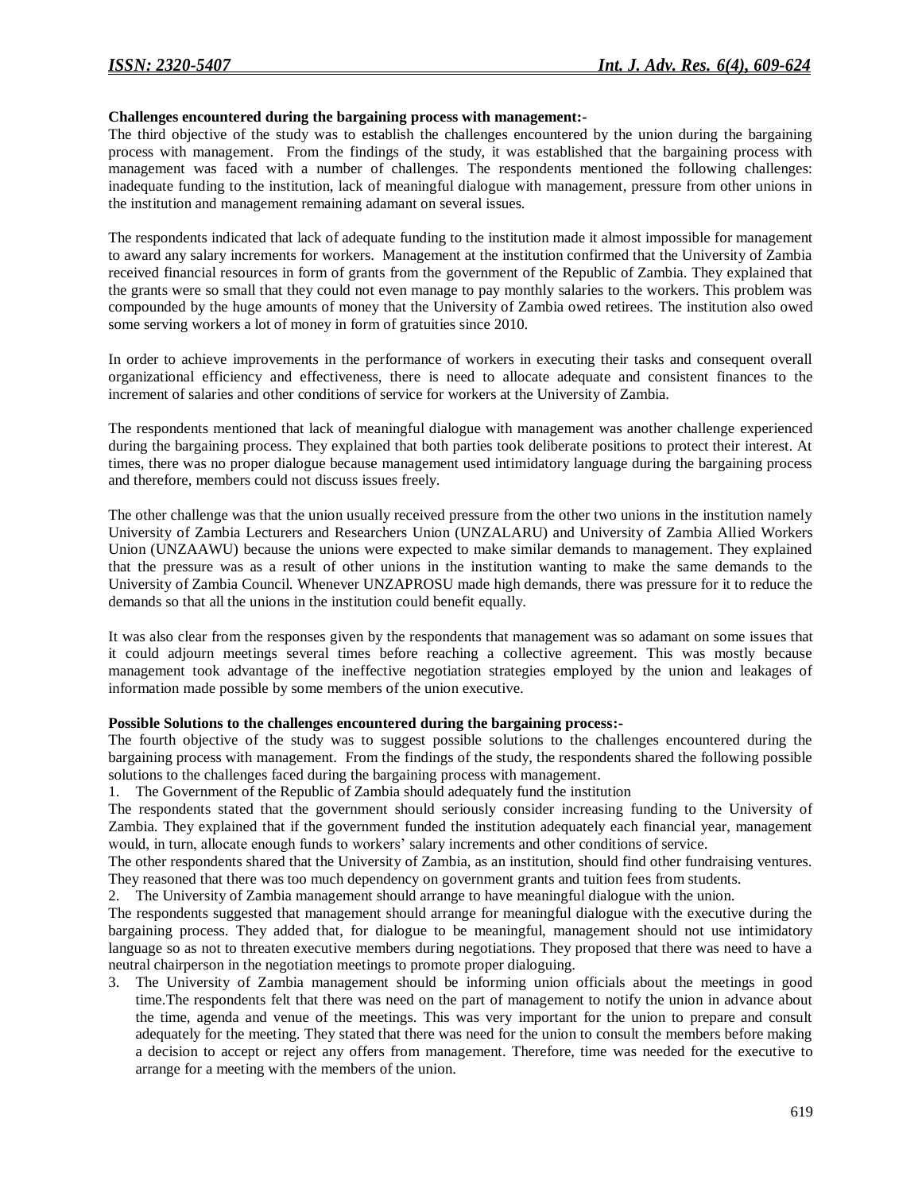**Challenges encountered during the bargaining process with management:-**

The third objective of the study was to establish the challenges encountered by the union during the bargaining process with management. From the findings of the study, it was established that the bargaining process with management was faced with a number of challenges. The respondents mentioned the following challenges: inadequate funding to the institution, lack of meaningful dialogue with management, pressure from other unions in the institution and management remaining adamant on several issues.

The respondents indicated that lack of adequate funding to the institution made it almost impossible for management to award any salary increments for workers. Management at the institution confirmed that the University of Zambia received financial resources in form of grants from the government of the Republic of Zambia. They explained that the grants were so small that they could not even manage to pay monthly salaries to the workers. This problem was compounded by the huge amounts of money that the University of Zambia owed retirees. The institution also owed some serving workers a lot of money in form of gratuities since 2010.

In order to achieve improvements in the performance of workers in executing their tasks and consequent overall organizational efficiency and effectiveness, there is need to allocate adequate and consistent finances to the increment of salaries and other conditions of service for workers at the University of Zambia.

The respondents mentioned that lack of meaningful dialogue with management was another challenge experienced during the bargaining process. They explained that both parties took deliberate positions to protect their interest. At times, there was no proper dialogue because management used intimidatory language during the bargaining process and therefore, members could not discuss issues freely.

The other challenge was that the union usually received pressure from the other two unions in the institution namely University of Zambia Lecturers and Researchers Union (UNZALARU) and University of Zambia Allied Workers Union (UNZAAWU) because the unions were expected to make similar demands to management. They explained that the pressure was as a result of other unions in the institution wanting to make the same demands to the University of Zambia Council. Whenever UNZAPROSU made high demands, there was pressure for it to reduce the demands so that all the unions in the institution could benefit equally.

It was also clear from the responses given by the respondents that management was so adamant on some issues that it could adjourn meetings several times before reaching a collective agreement. This was mostly because management took advantage of the ineffective negotiation strategies employed by the union and leakages of information made possible by some members of the union executive.

**Possible Solutions to the challenges encountered during the bargaining process:-**

The fourth objective of the study was to suggest possible solutions to the challenges encountered during the bargaining process with management. From the findings of the study, the respondents shared the following possible solutions to the challenges faced during the bargaining process with management.

1. The Government of the Republic of Zambia should adequately fund the institution

The respondents stated that the government should seriously consider increasing funding to the University of Zambia. They explained that if the government funded the institution adequately each financial year, management would, in turn, allocate enough funds to workers' salary increments and other conditions of service.

The other respondents shared that the University of Zambia, as an institution, should find other fundraising ventures. They reasoned that there was too much dependency on government grants and tuition fees from students.

2. The University of Zambia management should arrange to have meaningful dialogue with the union.

The respondents suggested that management should arrange for meaningful dialogue with the executive during the bargaining process. They added that, for dialogue to be meaningful, management should not use intimidatory language so as not to threaten executive members during negotiations. They proposed that there was need to have a neutral chairperson in the negotiation meetings to promote proper dialoguing.

3. The University of Zambia management should be informing union officials about the meetings in good time.The respondents felt that there was need on the part of management to notify the union in advance about the time, agenda and venue of the meetings. This was very important for the union to prepare and consult adequately for the meeting. They stated that there was need for the union to consult the members before making a decision to accept or reject any offers from management. Therefore, time was needed for the executive to arrange for a meeting with the members of the union.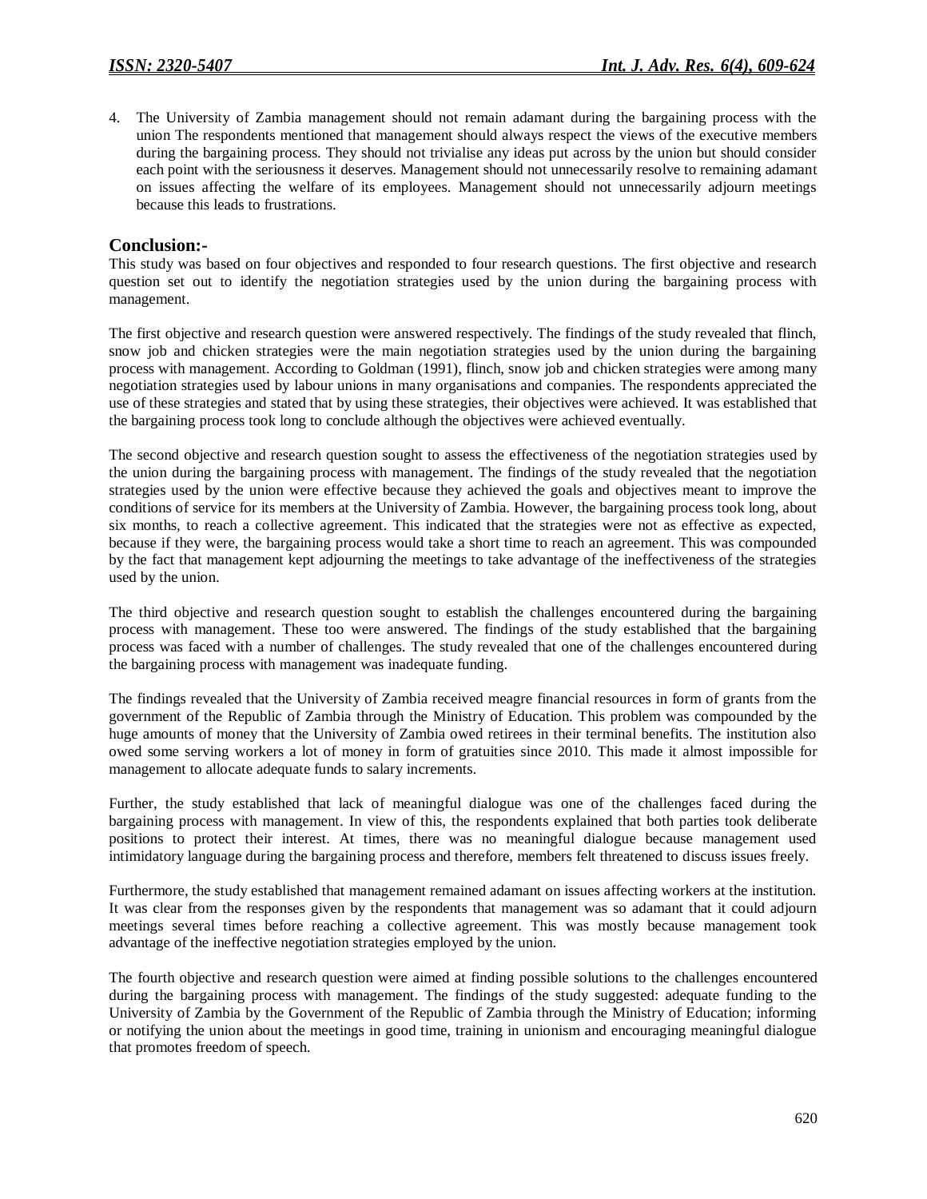4. The University of Zambia management should not remain adamant during the bargaining process with the union The respondents mentioned that management should always respect the views of the executive members during the bargaining process. They should not trivialise any ideas put across by the union but should consider each point with the seriousness it deserves. Management should not unnecessarily resolve to remaining adamant on issues affecting the welfare of its employees. Management should not unnecessarily adjourn meetings because this leads to frustrations.

## Conclusion:-

This study was based on four objectives and responded to four research questions. The first objective and research question set out to identify the negotiation strategies used by the union during the bargaining process with management.

The first objective and research question were answered respectively. The findings of the study revealed that flinch, snow job and chicken strategies were the main negotiation strategies used by the union during the bargaining process with management. According to Goldman (1991), flinch, snow job and chicken strategies were among many negotiation strategies used by labour unions in many organisations and companies. The respondents appreciated the use of these strategies and stated that by using these strategies, their objectives were achieved. It was established that the bargaining process took long to conclude although the objectives were achieved eventually.

The second objective and research question sought to assess the effectiveness of the negotiation strategies used by the union during the bargaining process with management. The findings of the study revealed that the negotiation strategies used by the union were effective because they achieved the goals and objectives meant to improve the conditions of service for its members at the University of Zambia. However, the bargaining process took long, about six months, to reach a collective agreement. This indicated that the strategies were not as effective as expected, because if they were, the bargaining process would take a short time to reach an agreement. This was compounded by the fact that management kept adjourning the meetings to take advantage of the ineffectiveness of the strategies used by the union.

The third objective and research question sought to establish the challenges encountered during the bargaining process with management. These too were answered. The findings of the study established that the bargaining process was faced with a number of challenges. The study revealed that one of the challenges encountered during the bargaining process with management was inadequate funding.

The findings revealed that the University of Zambia received meagre financial resources in form of grants from the government of the Republic of Zambia through the Ministry of Education. This problem was compounded by the huge amounts of money that the University of Zambia owed retirees in their terminal benefits. The institution also owed some serving workers a lot of money in form of gratuities since 2010. This made it almost impossible for management to allocate adequate funds to salary increments.

Further, the study established that lack of meaningful dialogue was one of the challenges faced during the bargaining process with management. In view of this, the respondents explained that both parties took deliberate positions to protect their interest. At times, there was no meaningful dialogue because management used intimidatory language during the bargaining process and therefore, members felt threatened to discuss issues freely.

Furthermore, the study established that management remained adamant on issues affecting workers at the institution. It was clear from the responses given by the respondents that management was so adamant that it could adjourn meetings several times before reaching a collective agreement. This was mostly because management took advantage of the ineffective negotiation strategies employed by the union.

The fourth objective and research question were aimed at finding possible solutions to the challenges encountered during the bargaining process with management. The findings of the study suggested: adequate funding to the University of Zambia by the Government of the Republic of Zambia through the Ministry of Education; informing or notifying the union about the meetings in good time, training in unionism and encouraging meaningful dialogue that promotes freedom of speech.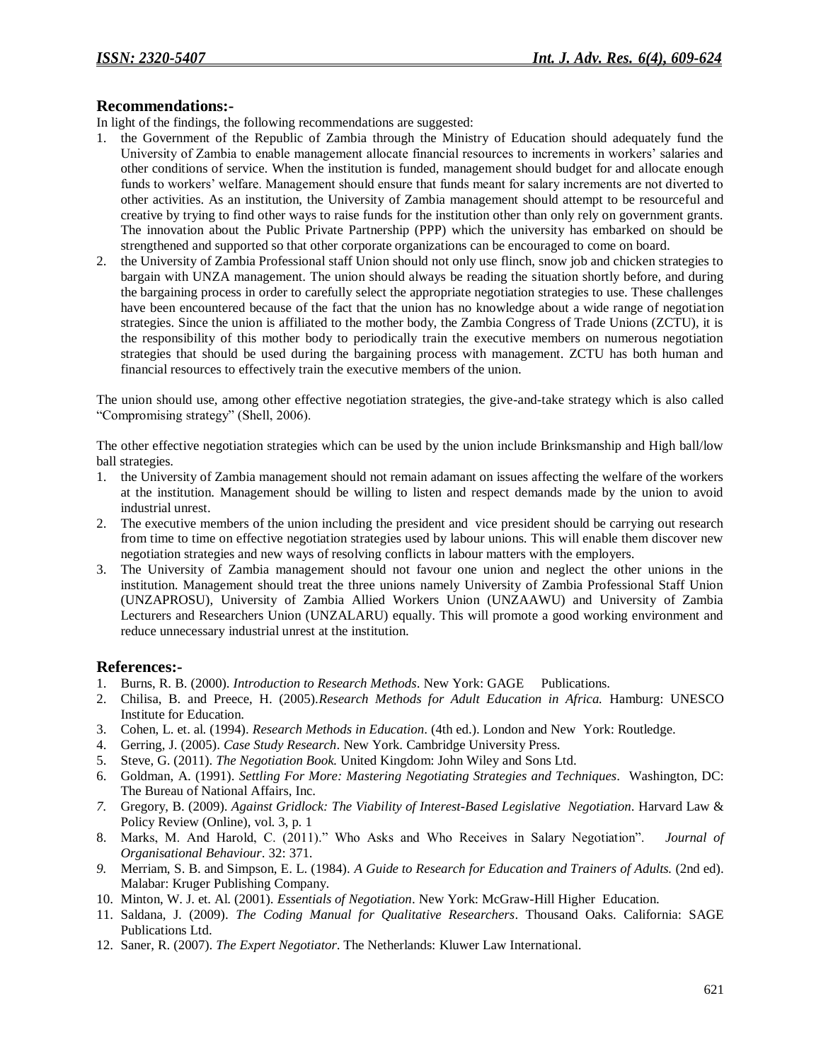## Recommendations:-

In light of the findings, the following recommendations are suggested:

1. the Government of the Republic of Zambia through the Ministry of Education should adequately fund the University of Zambia to enable management allocate financial resources to increments in workers' salaries and other conditions of service. When the institution is funded, management should budget for and allocate enough funds to workers' welfare. Management should ensure that funds meant for salary increments are not diverted to other activities. As an institution, the University of Zambia management should attempt to be resourceful and creative by trying to find other ways to raise funds for the institution other than only rely on government grants. The innovation about the Public Private Partnership (PPP) which the university has embarked on should be strengthened and supported so that other corporate organizations can be encouraged to come on board.
2. the University of Zambia Professional staff Union should not only use flinch, snow job and chicken strategies to bargain with UNZA management. The union should always be reading the situation shortly before, and during the bargaining process in order to carefully select the appropriate negotiation strategies to use. These challenges have been encountered because of the fact that the union has no knowledge about a wide range of negotiation strategies. Since the union is affiliated to the mother body, the Zambia Congress of Trade Unions (ZCTU), it is the responsibility of this mother body to periodically train the executive members on numerous negotiation strategies that should be used during the bargaining process with management. ZCTU has both human and financial resources to effectively train the executive members of the union.

The union should use, among other effective negotiation strategies, the give-and-take strategy which is also called "Compromising strategy" (Shell, 2006).

The other effective negotiation strategies which can be used by the union include Brinksmanship and High ball/low ball strategies.

1. the University of Zambia management should not remain adamant on issues affecting the welfare of the workers at the institution. Management should be willing to listen and respect demands made by the union to avoid industrial unrest.
2. The executive members of the union including the president and vice president should be carrying out research from time to time on effective negotiation strategies used by labour unions. This will enable them discover new negotiation strategies and new ways of resolving conflicts in labour matters with the employers.
3. The University of Zambia management should not favour one union and neglect the other unions in the institution. Management should treat the three unions namely University of Zambia Professional Staff Union (UNZAPROSU), University of Zambia Allied Workers Union (UNZAAWU) and University of Zambia Lecturers and Researchers Union (UNZALARU) equally. This will promote a good working environment and reduce unnecessary industrial unrest at the institution.

## References:-

1. Burns, R. B. (2000). *Introduction to Research Methods*. New York: GAGE Publications.
2. Chilisa, B. and Preece, H. (2005).*Research Methods for Adult Education in Africa.* Hamburg: UNESCO Institute for Education.
3. Cohen, L. et. al. (1994). *Research Methods in Education*. (4th ed.). London and New York: Routledge.
4. Gerring, J. (2005). *Case Study Research*. New York. Cambridge University Press.
5. Steve, G. (2011). *The Negotiation Book.* United Kingdom: John Wiley and Sons Ltd.
6. Goldman, A. (1991). *Settling For More: Mastering Negotiating Strategies and Techniques*. Washington, DC: The Bureau of National Affairs, Inc.
7. Gregory, B. (2009). *Against Gridlock: The Viability of Interest-Based Legislative Negotiation*. Harvard Law & Policy Review (Online), vol. 3, p. 1
8. Marks, M. And Harold, C. (2011)." Who Asks and Who Receives in Salary Negotiation". *Journal of Organisational Behaviour*. 32: 371.
9. Merriam, S. B. and Simpson, E. L. (1984). *A Guide to Research for Education and Trainers of Adults.* (2nd ed). Malabar: Kruger Publishing Company.
10. Minton, W. J. et. Al. (2001). *Essentials of Negotiation*. New York: McGraw-Hill Higher Education.
11. Saldana, J. (2009). *The Coding Manual for Qualitative Researchers*. Thousand Oaks. California: SAGE Publications Ltd.
12. Saner, R. (2007). *The Expert Negotiator.* The Netherlands: Kluwer Law International.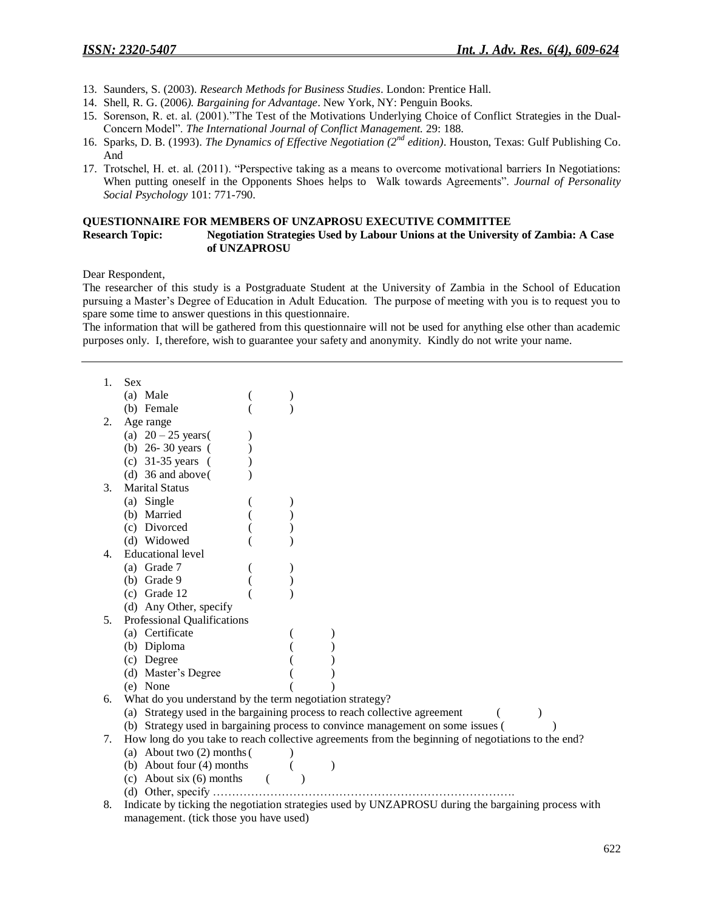13. Saunders, S. (2003). *Research Methods for Business Studies*. London: Prentice Hall.
14. Shell, R. G. (2006*). Bargaining for Advantage*. New York, NY: Penguin Books.
15. Sorenson, R. et. al. (2001)."The Test of the Motivations Underlying Choice of Conflict Strategies in the Dual-Concern Model". *The International Journal of Conflict Management.* 29: 188.
16. Sparks, D. B. (1993). *The Dynamics of Effective Negotiation (2nd edition)*. Houston, Texas: Gulf Publishing Co. And
17. Trotschel, H. et. al. (2011). "Perspective taking as a means to overcome motivational barriers In Negotiations: When putting oneself in the Opponents Shoes helps to Walk towards Agreements". *Journal of Personality Social Psychology* 101: 771-790.

**QUESTIONNAIRE FOR MEMBERS OF UNZAPROSU EXECUTIVE COMMITTEE**

**Research Topic: Negotiation Strategies Used by Labour Unions at the University of Zambia: A Case of UNZAPROSU**

Dear Respondent,

The researcher of this study is a Postgraduate Student at the University of Zambia in the School of Education pursuing a Master's Degree of Education in Adult Education. The purpose of meeting with you is to request you to spare some time to answer questions in this questionnaire.

The information that will be gathered from this questionnaire will not be used for anything else other than academic purposes only. I, therefore, wish to guarantee your safety and anonymity. Kindly do not write your name.

---

1. Sex
   - (a) Male ( )
   - (b) Female ( )
2. Age range
   - (a) 20 – 25 years ( )
   - (b) 26- 30 years ( )
   - (c) 31-35 years ( )
   - (d) 36 and above ( )
3. Marital Status
   - (a) Single ( )
   - (b) Married ( )
   - (c) Divorced ( )
   - (d) Widowed ( )
4. Educational level
   - (a) Grade 7 ( )
   - (b) Grade 9 ( )
   - (c) Grade 12 ( )
   - (d) Any Other, specify
5. Professional Qualifications
   - (a) Certificate ( )
   - (b) Diploma ( )
   - (c) Degree ( )
   - (d) Master's Degree ( )
   - (e) None ( )
6. What do you understand by the term negotiation strategy?
   - (a) Strategy used in the bargaining process to reach collective agreement ( )
   - (b) Strategy used in bargaining process to convince management on some issues ( )
7. How long do you take to reach collective agreements from the beginning of negotiations to the end?
   - (a) About two (2) months ( )
   - (b) About four (4) months ( )
   - (c) About six (6) months ( )
   - (d) Other, specify ……………………………………………………………………….
8. Indicate by ticking the negotiation strategies used by UNZAPROSU during the bargaining process with management. (tick those you have used)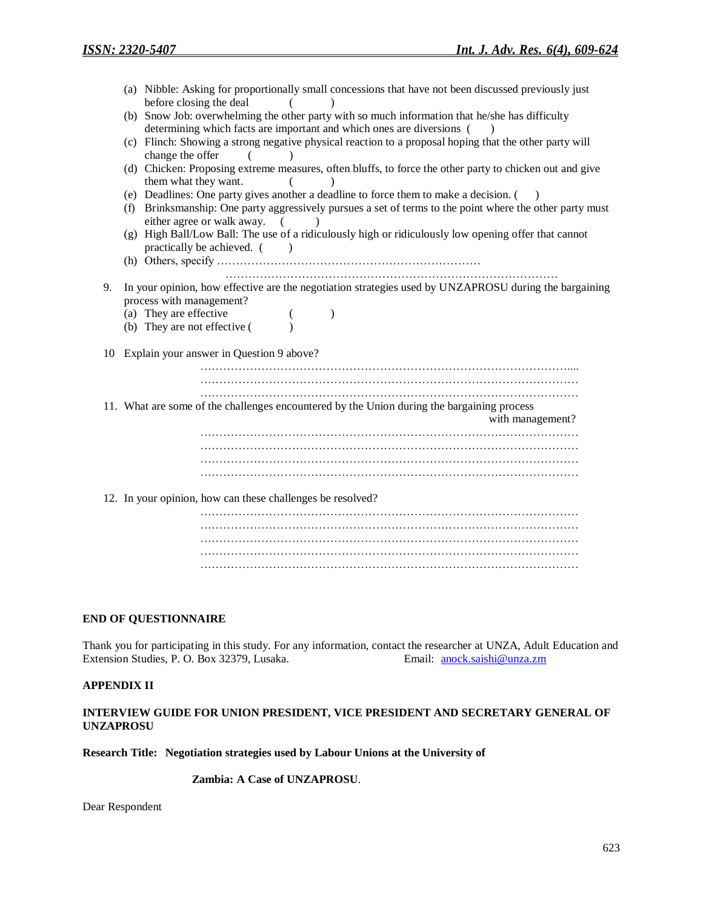(a) Nibble: Asking for proportionally small concessions that have not been discussed previously just before closing the deal ( )
(b) Snow Job: overwhelming the other party with so much information that he/she has difficulty determining which facts are important and which ones are diversions ( )
(c) Flinch: Showing a strong negative physical reaction to a proposal hoping that the other party will change the offer ( )
(d) Chicken: Proposing extreme measures, often bluffs, to force the other party to chicken out and give them what they want. ( )
(e) Deadlines: One party gives another a deadline to force them to make a decision. ( )
(f) Brinksmanship: One party aggressively pursues a set of terms to the point where the other party must either agree or walk away. ( )
(g) High Ball/Low Ball: The use of a ridiculously high or ridiculously low opening offer that cannot practically be achieved. ( )
(h) Others, specify ……………………………………………………………
…………………………………………………………………………

9. In your opinion, how effective are the negotiation strategies used by UNZAPROSU during the bargaining process with management?
   (a) They are effective ( )
   (b) They are not effective ( )

10 Explain your answer in Question 9 above?
……………………………………………………………………………………...
……………………………………………………………………………………
……………………………………………………………………………………

11. What are some of the challenges encountered by the Union during the bargaining process with management?
……………………………………………………………………………………
……………………………………………………………………………………
……………………………………………………………………………………
……………………………………………………………………………………

12. In your opinion, how can these challenges be resolved?
……………………………………………………………………………………
……………………………………………………………………………………
……………………………………………………………………………………
……………………………………………………………………………………
……………………………………………………………………………………

**END OF QUESTIONNAIRE**

Thank you for participating in this study. For any information, contact the researcher at UNZA, Adult Education and Extension Studies, P. O. Box 32379, Lusaka. Email: anock.saishi@unza.zm

## APPENDIX II

**INTERVIEW GUIDE FOR UNION PRESIDENT, VICE PRESIDENT AND SECRETARY GENERAL OF UNZAPROSU**

**Research Title: Negotiation strategies used by Labour Unions at the University of Zambia: A Case of UNZAPROSU**.

Dear Respondent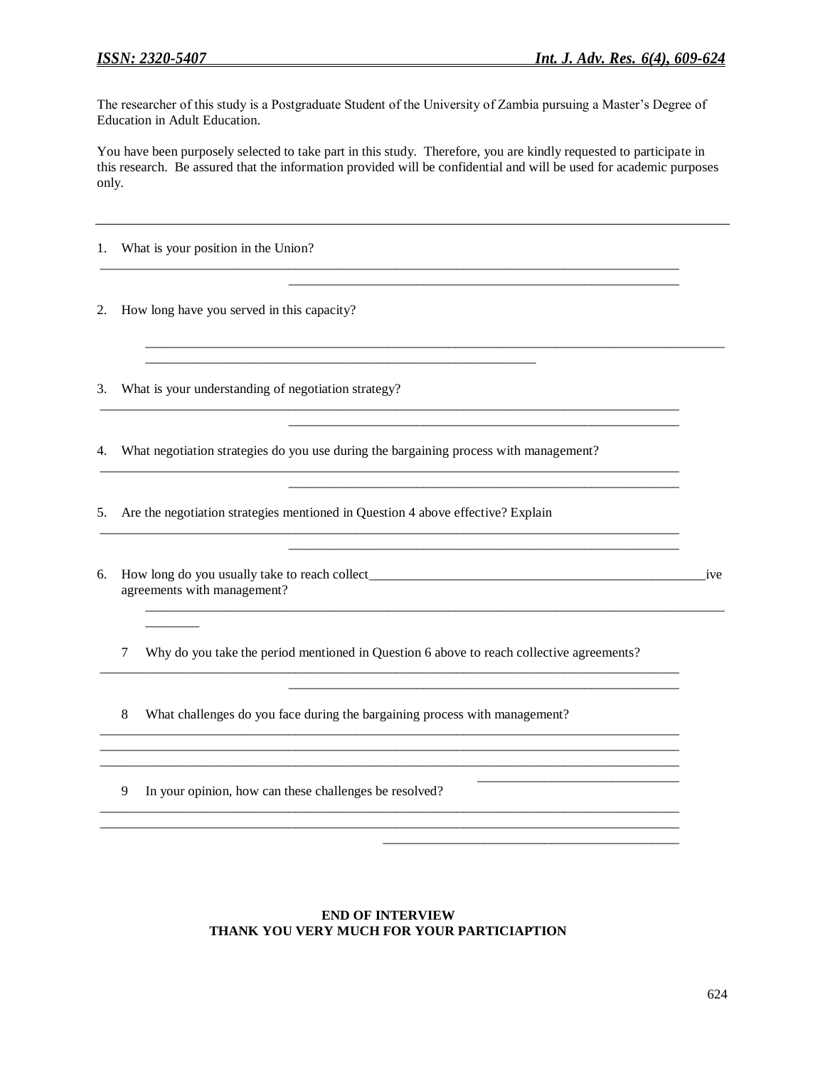The researcher of this study is a Postgraduate Student of the University of Zambia pursuing a Master's Degree of Education in Adult Education.

You have been purposely selected to take part in this study. Therefore, you are kindly requested to participate in this research. Be assured that the information provided will be confidential and will be used for academic purposes only.

---

1. What is your position in the Union?

   ______________________________________________________________________________

2. How long have you served in this capacity?

   ______________________________________________________________________________

3. What is your understanding of negotiation strategy?

   ______________________________________________________________________________

4. What negotiation strategies do you use during the bargaining process with management?

   ______________________________________________________________________________

5. Are the negotiation strategies mentioned in Question 4 above effective? Explain

   ______________________________________________________________________________

6. How long do you usually take to reach collect______________________________________________ive agreements with management?

   ______________________________________________________________________________

7. Why do you take the period mentioned in Question 6 above to reach collective agreements?

   ______________________________________________________________________________

8. What challenges do you face during the bargaining process with management?

   ______________________________________________________________________________

9. In your opinion, how can these challenges be resolved?

   ______________________________________________________________________________

**END OF INTERVIEW**
**THANK YOU VERY MUCH FOR YOUR PARTICIAPTION**